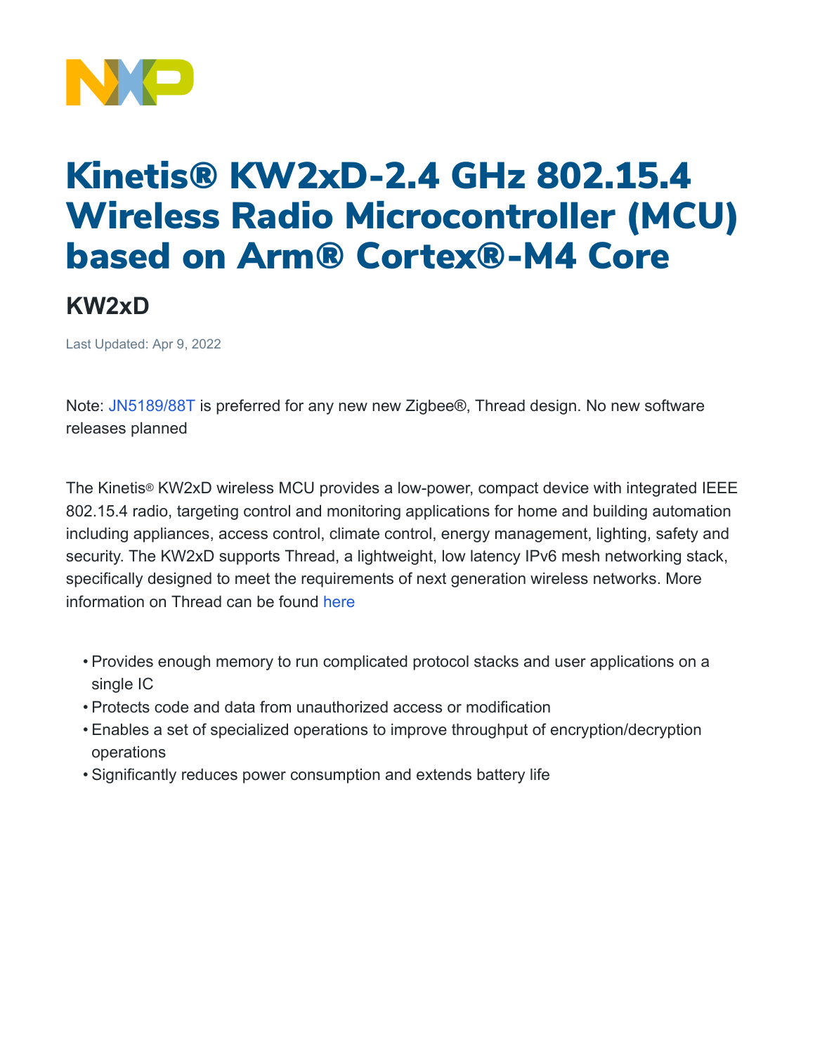# Kinetis® KW2xD-2.4 GHz 802.15.4 Wireless Radio Microcontroller (MCU) based on Arm® Cortex®-M4 Core

## KW2xD

Last Updated: Apr 9, 2022

Note: JN5189/88T is preferred for any new new Zigbee®, Thread design. No new software releases planned

The Kinetis® KW2xD wireless MCU provides a low-power, compact device with integrated IEEE 802.15.4 radio, targeting control and monitoring applications for home and building automation including appliances, access control, climate control, energy management, lighting, safety and security. The KW2xD supports Thread, a lightweight, low latency IPv6 mesh networking stack, specifically designed to meet the requirements of next generation wireless networks. More information on Thread can be found here

- Provides enough memory to run complicated protocol stacks and user applications on a single IC
- Protects code and data from unauthorized access or modification
- Enables a set of specialized operations to improve throughput of encryption/decryption operations
- Significantly reduces power consumption and extends battery life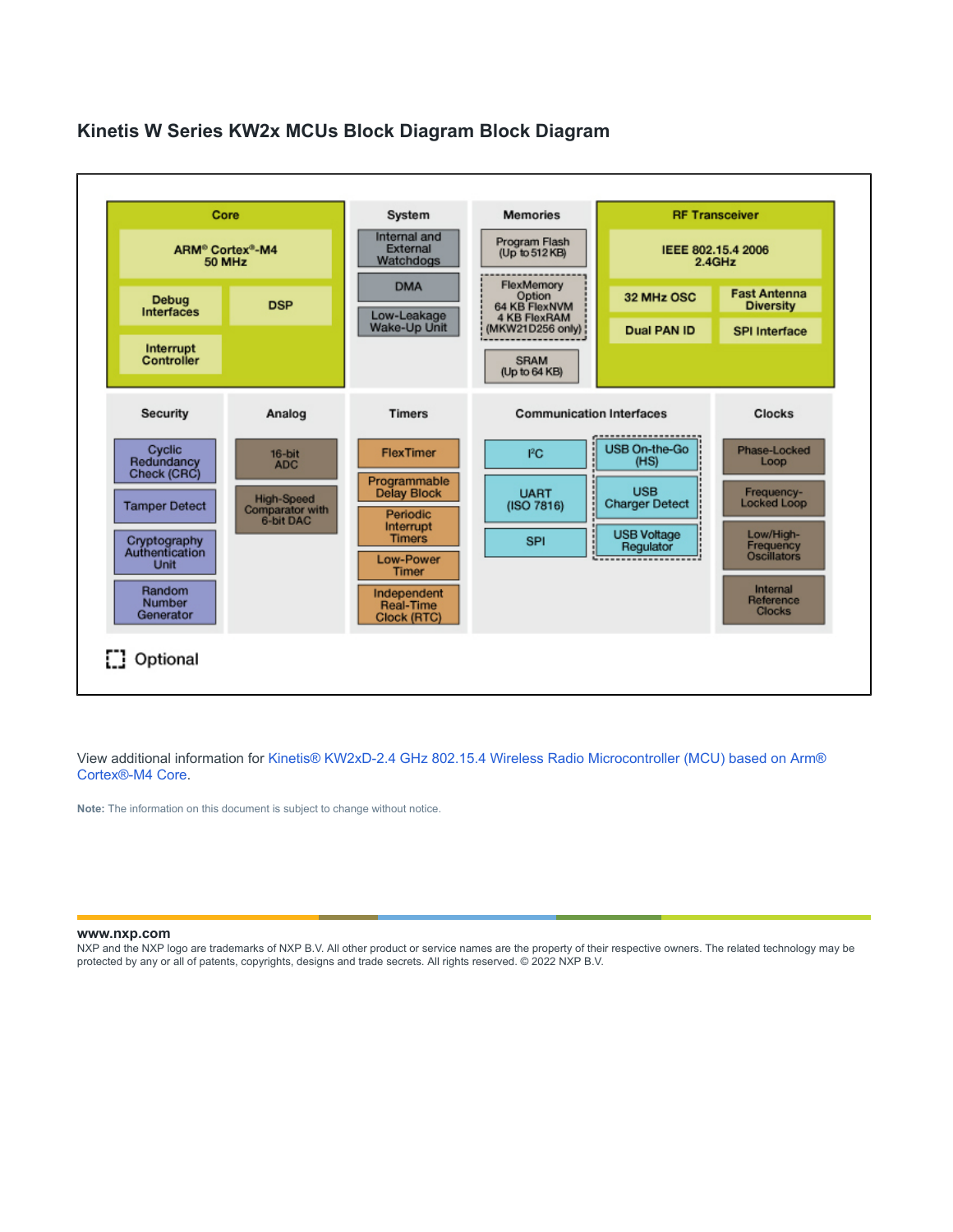## Kinetis W Series KW2x MCUs Block Diagram Block Diagram

Core
ARM® Cortex®-M4 50 MHz
Debug Interfaces
DSP
Interrupt Controller

System
Internal and External Watchdogs
DMA
Low-Leakage Wake-Up Unit

Memories
Program Flash (Up to 512 KB)
FlexMemory Option 64 KB FlexNVM 4 KB FlexRAM (MKW21D256 only)
SRAM (Up to 64 KB)

RF Transceiver
IEEE 802.15.4 2006 2.4GHz
32 MHz OSC
Fast Antenna Diversity
Dual PAN ID
SPI Interface

Security
Cyclic Redundancy Check (CRC)
Tamper Detect
Cryptography Authentication Unit
Random Number Generator

Analog
16-bit ADC
High-Speed Comparator with 6-bit DAC

Timers
FlexTimer
Programmable Delay Block
Periodic Interrupt Timers
Low-Power Timer
Independent Real-Time Clock (RTC)

Communication Interfaces
I²C
UART (ISO 7816)
SPI
USB On-the-Go (HS)
USB Charger Detect
USB Voltage Regulator

Clocks
Phase-Locked Loop
Frequency-Locked Loop
Low/High-Frequency Oscillators
Internal Reference Clocks

Optional

View additional information for Kinetis® KW2xD-2.4 GHz 802.15.4 Wireless Radio Microcontroller (MCU) based on Arm® Cortex®-M4 Core.

**Note:** The information on this document is subject to change without notice.

**www.nxp.com**
NXP and the NXP logo are trademarks of NXP B.V. All other product or service names are the property of their respective owners. The related technology may be protected by any or all of patents, copyrights, designs and trade secrets. All rights reserved. © 2022 NXP B.V.